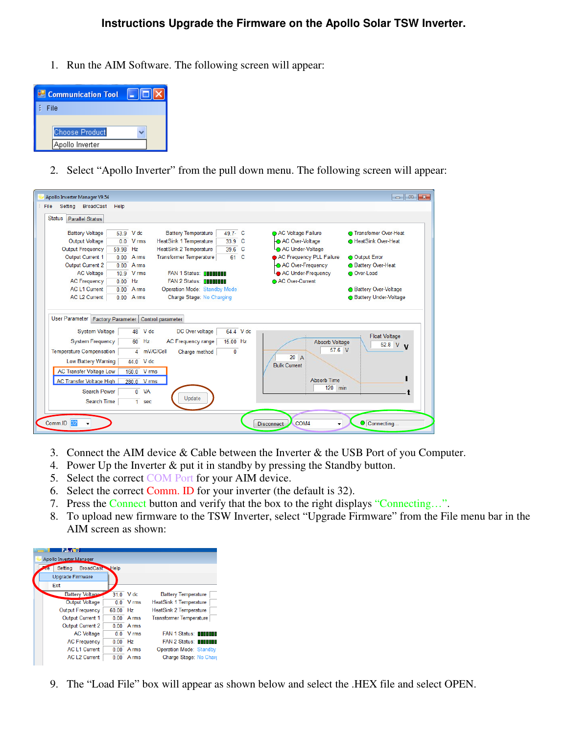**Instructions Upgrade the Firmware on the Apollo Solar TSW Inverter.**

1. Run the AIM Software. The following screen will appear:

2. Select "Apollo Inverter" from the pull down menu. The following screen will appear:

3. Connect the AIM device & Cable between the Inverter & the USB Port of you Computer.
4. Power Up the Inverter & put it in standby by pressing the Standby button.
5. Select the correct COM Port for your AIM device.
6. Select the correct Comm. ID for your inverter (the default is 32).
7. Press the Connect button and verify that the box to the right displays "Connecting…".
8. To upload new firmware to the TSW Inverter, select "Upgrade Firmware" from the File menu bar in the AIM screen as shown:

9. The "Load File" box will appear as shown below and select the .HEX file and select OPEN.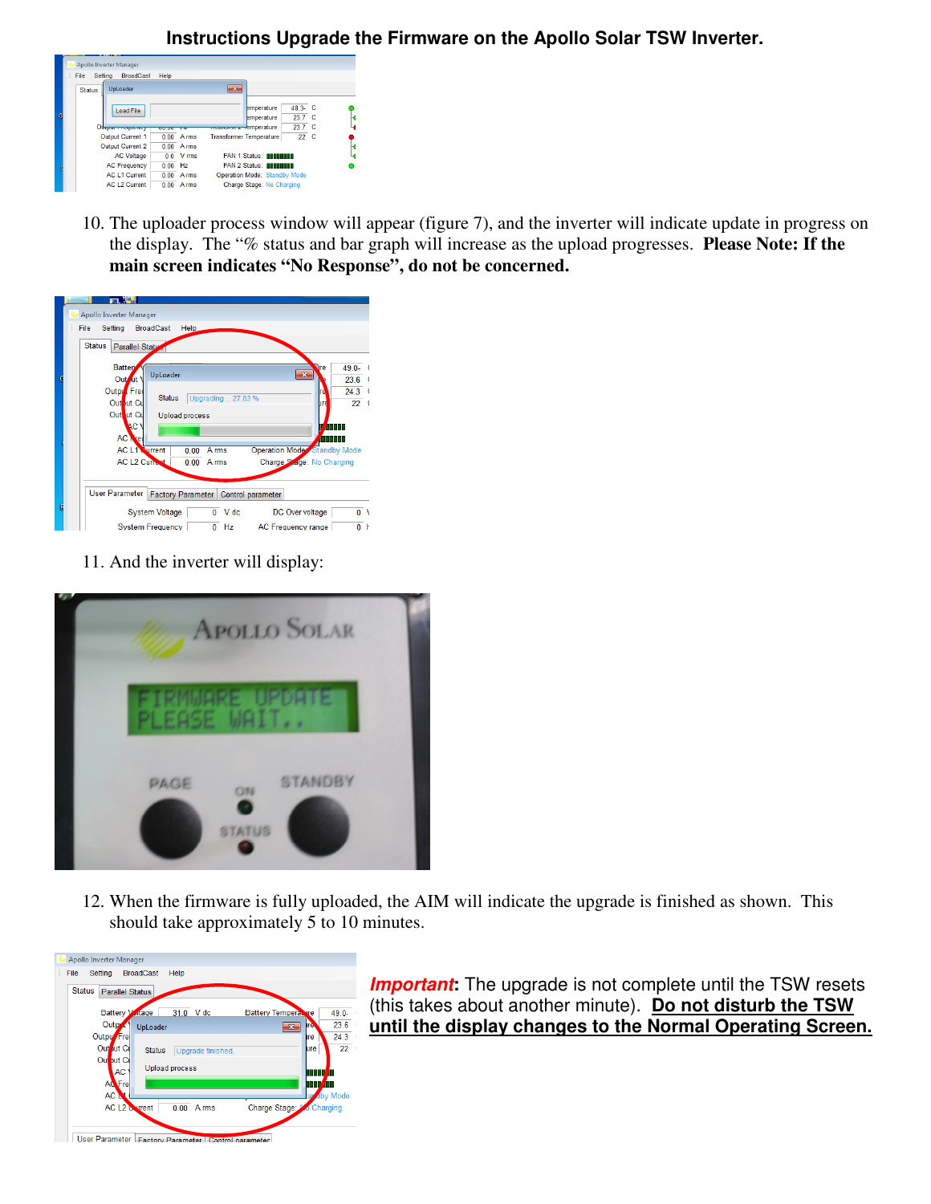# Instructions Upgrade the Firmware on the Apollo Solar TSW Inverter.

10. The uploader process window will appear (figure 7), and the inverter will indicate update in progress on the display. The "% status and bar graph will increase as the upload progresses. **Please Note: If the main screen indicates "No Response", do not be concerned.**

11. And the inverter will display:

12. When the firmware is fully uploaded, the AIM will indicate the upgrade is finished as shown. This should take approximately 5 to 10 minutes.

***Important***: The upgrade is not complete until the TSW resets (this takes about another minute). **Do not disturb the TSW until the display changes to the Normal Operating Screen.**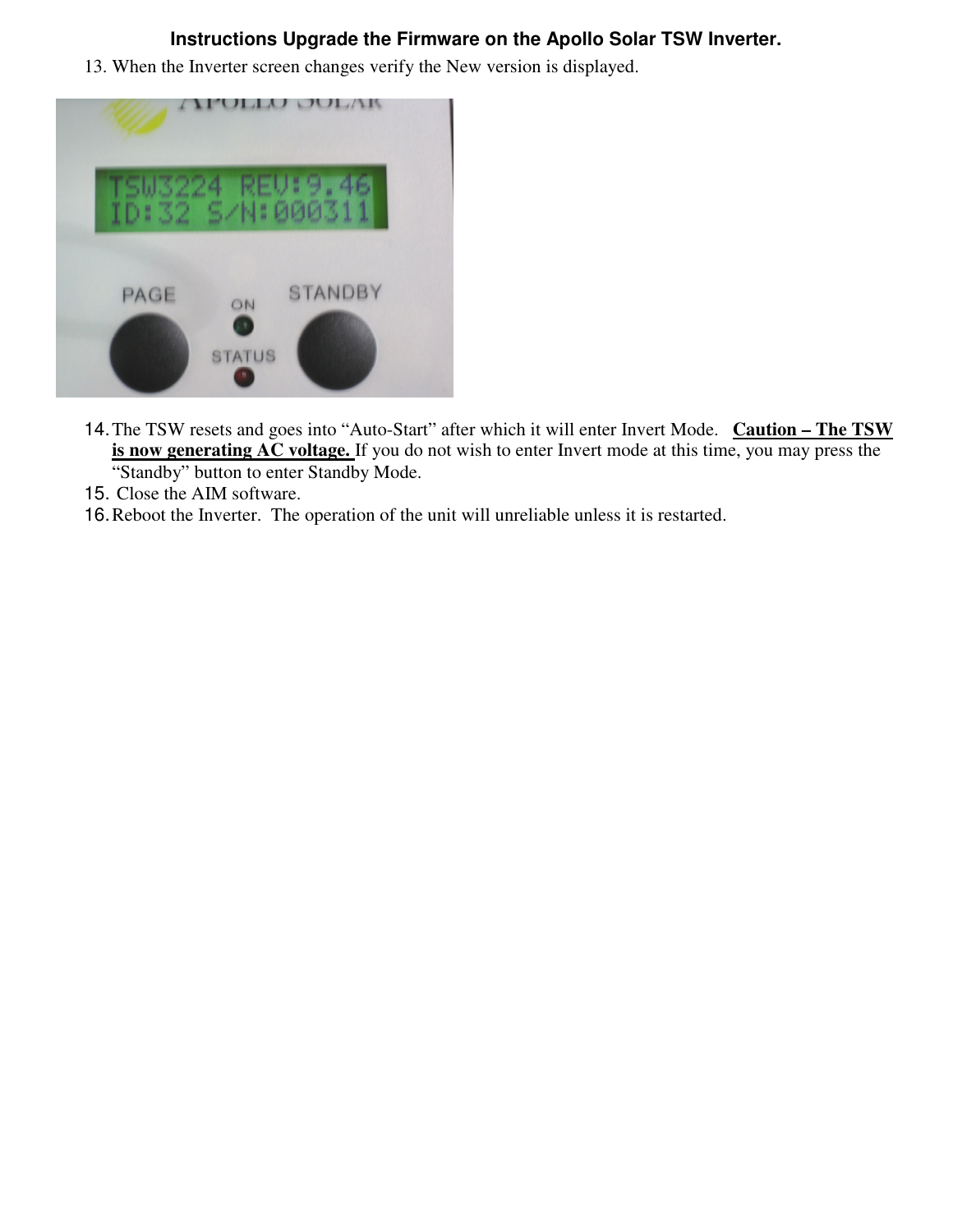**Instructions Upgrade the Firmware on the Apollo Solar TSW Inverter.**

13. When the Inverter screen changes verify the New version is displayed.

14. The TSW resets and goes into “Auto-Start” after which it will enter Invert Mode. **Caution – The TSW is now generating AC voltage.** If you do not wish to enter Invert mode at this time, you may press the “Standby” button to enter Standby Mode.
15. Close the AIM software.
16. Reboot the Inverter. The operation of the unit will unreliable unless it is restarted.